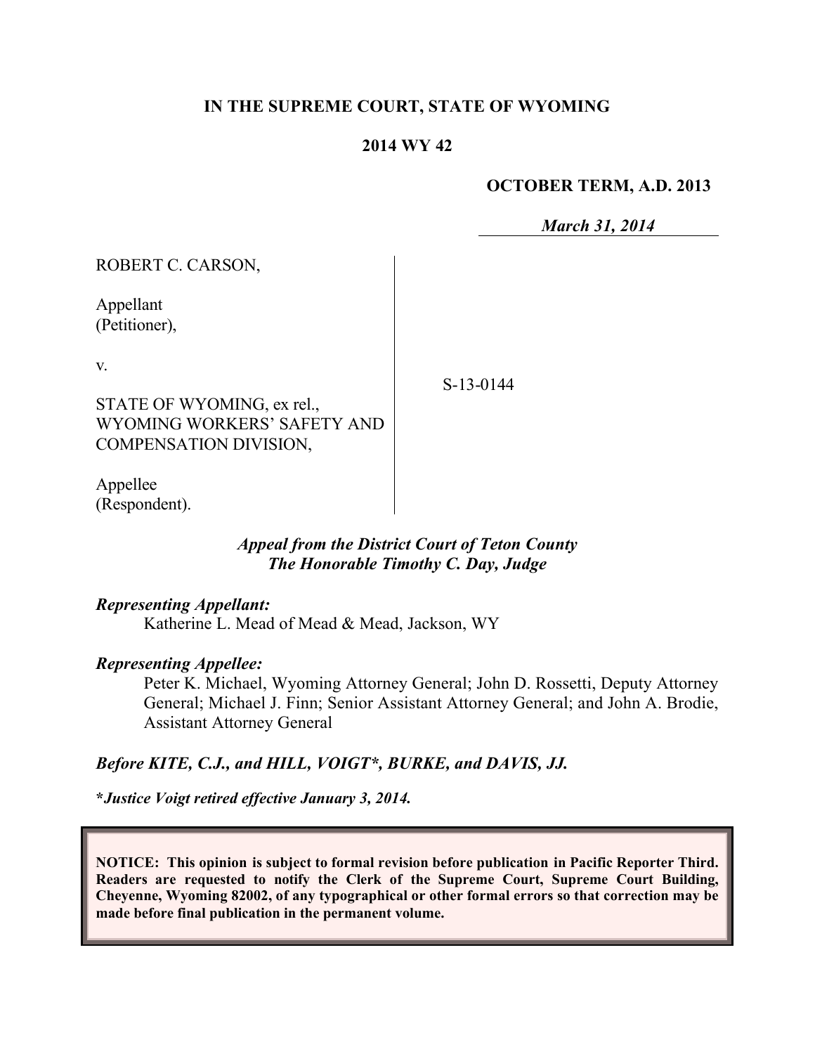**IN THE SUPREME COURT, STATE OF WYOMING**

**2014 WY 42**

**OCTOBER TERM, A.D. 2013**

***March 31, 2014***

ROBERT C. CARSON,

Appellant
(Petitioner),

v.

STATE OF WYOMING, ex rel., WYOMING WORKERS' SAFETY AND COMPENSATION DIVISION,

Appellee
(Respondent).

S-13-0144

***Appeal from the District Court of Teton County***
***The Honorable Timothy C. Day, Judge***

***Representing Appellant:***

Katherine L. Mead of Mead & Mead, Jackson, WY

***Representing Appellee:***

Peter K. Michael, Wyoming Attorney General; John D. Rossetti, Deputy Attorney General; Michael J. Finn; Senior Assistant Attorney General; and John A. Brodie, Assistant Attorney General

***Before KITE, C.J., and HILL, VOIGT\*, BURKE, and DAVIS, JJ.***

***\*Justice Voigt retired effective January 3, 2014.***

**NOTICE: This opinion is subject to formal revision before publication in Pacific Reporter Third. Readers are requested to notify the Clerk of the Supreme Court, Supreme Court Building, Cheyenne, Wyoming 82002, of any typographical or other formal errors so that correction may be made before final publication in the permanent volume.**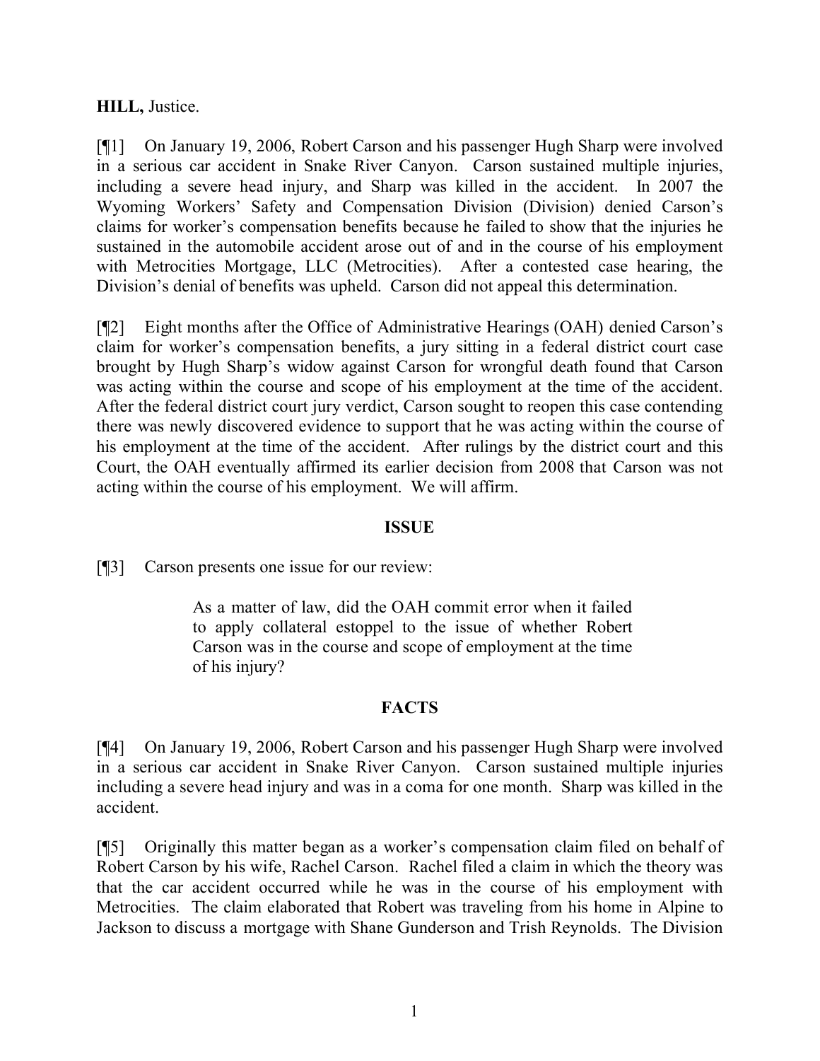**HILL,** Justice.

[¶1] On January 19, 2006, Robert Carson and his passenger Hugh Sharp were involved in a serious car accident in Snake River Canyon. Carson sustained multiple injuries, including a severe head injury, and Sharp was killed in the accident. In 2007 the Wyoming Workers' Safety and Compensation Division (Division) denied Carson's claims for worker's compensation benefits because he failed to show that the injuries he sustained in the automobile accident arose out of and in the course of his employment with Metrocities Mortgage, LLC (Metrocities). After a contested case hearing, the Division's denial of benefits was upheld. Carson did not appeal this determination.

[¶2] Eight months after the Office of Administrative Hearings (OAH) denied Carson's claim for worker's compensation benefits, a jury sitting in a federal district court case brought by Hugh Sharp's widow against Carson for wrongful death found that Carson was acting within the course and scope of his employment at the time of the accident. After the federal district court jury verdict, Carson sought to reopen this case contending there was newly discovered evidence to support that he was acting within the course of his employment at the time of the accident. After rulings by the district court and this Court, the OAH eventually affirmed its earlier decision from 2008 that Carson was not acting within the course of his employment. We will affirm.

## ISSUE

[¶3] Carson presents one issue for our review:

> As a matter of law, did the OAH commit error when it failed to apply collateral estoppel to the issue of whether Robert Carson was in the course and scope of employment at the time of his injury?

## FACTS

[¶4] On January 19, 2006, Robert Carson and his passenger Hugh Sharp were involved in a serious car accident in Snake River Canyon. Carson sustained multiple injuries including a severe head injury and was in a coma for one month. Sharp was killed in the accident.

[¶5] Originally this matter began as a worker's compensation claim filed on behalf of Robert Carson by his wife, Rachel Carson. Rachel filed a claim in which the theory was that the car accident occurred while he was in the course of his employment with Metrocities. The claim elaborated that Robert was traveling from his home in Alpine to Jackson to discuss a mortgage with Shane Gunderson and Trish Reynolds. The Division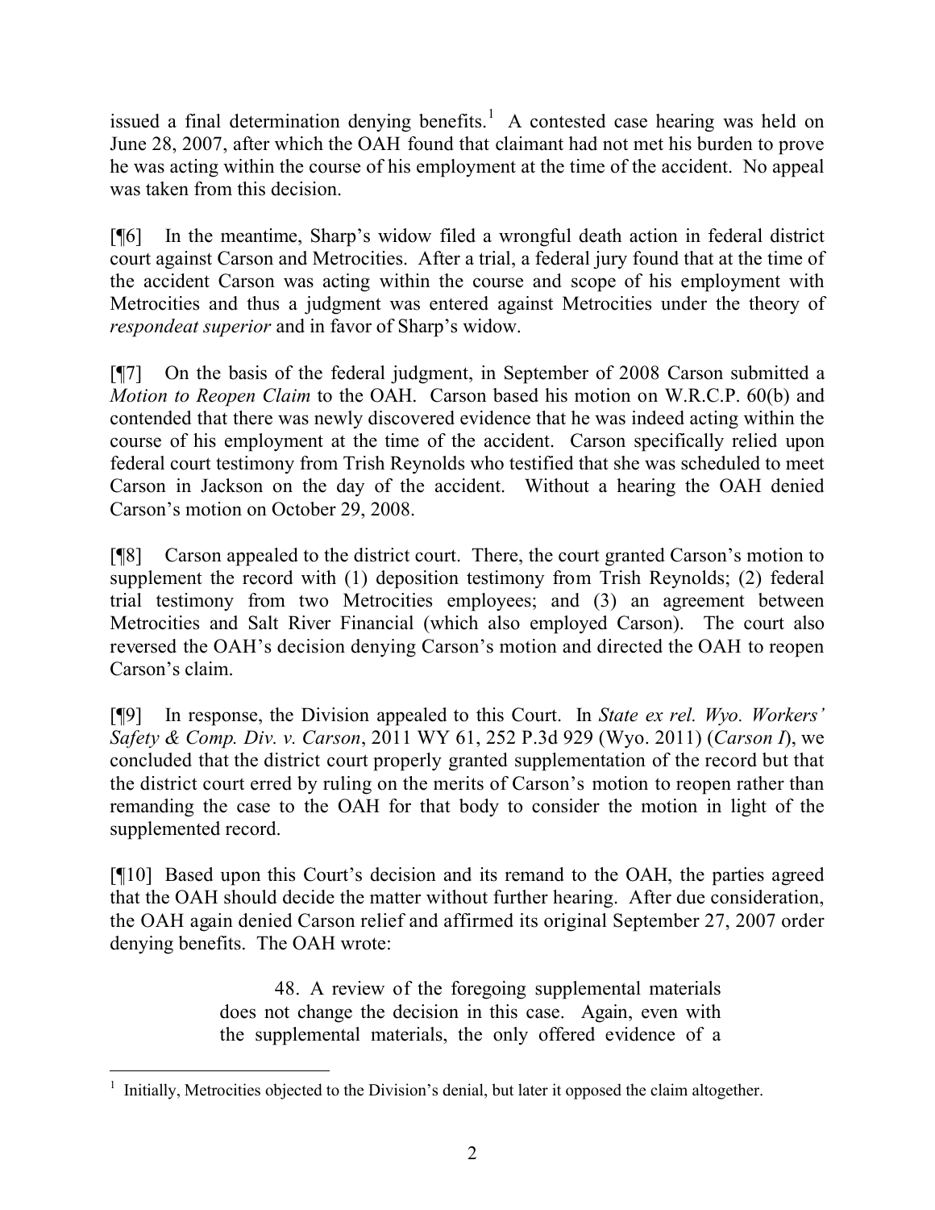issued a final determination denying benefits.[1] A contested case hearing was held on June 28, 2007, after which the OAH found that claimant had not met his burden to prove he was acting within the course of his employment at the time of the accident. No appeal was taken from this decision.

[¶6] In the meantime, Sharp's widow filed a wrongful death action in federal district court against Carson and Metrocities. After a trial, a federal jury found that at the time of the accident Carson was acting within the course and scope of his employment with Metrocities and thus a judgment was entered against Metrocities under the theory of *respondeat superior* and in favor of Sharp's widow.

[¶7] On the basis of the federal judgment, in September of 2008 Carson submitted a *Motion to Reopen Claim* to the OAH. Carson based his motion on W.R.C.P. 60(b) and contended that there was newly discovered evidence that he was indeed acting within the course of his employment at the time of the accident. Carson specifically relied upon federal court testimony from Trish Reynolds who testified that she was scheduled to meet Carson in Jackson on the day of the accident. Without a hearing the OAH denied Carson's motion on October 29, 2008.

[¶8] Carson appealed to the district court. There, the court granted Carson's motion to supplement the record with (1) deposition testimony from Trish Reynolds; (2) federal trial testimony from two Metrocities employees; and (3) an agreement between Metrocities and Salt River Financial (which also employed Carson). The court also reversed the OAH's decision denying Carson's motion and directed the OAH to reopen Carson's claim.

[¶9] In response, the Division appealed to this Court. In *State ex rel. Wyo. Workers' Safety & Comp. Div. v. Carson*, 2011 WY 61, 252 P.3d 929 (Wyo. 2011) (*Carson I*), we concluded that the district court properly granted supplementation of the record but that the district court erred by ruling on the merits of Carson's motion to reopen rather than remanding the case to the OAH for that body to consider the motion in light of the supplemented record.

[¶10] Based upon this Court's decision and its remand to the OAH, the parties agreed that the OAH should decide the matter without further hearing. After due consideration, the OAH again denied Carson relief and affirmed its original September 27, 2007 order denying benefits. The OAH wrote:

> 48. A review of the foregoing supplemental materials does not change the decision in this case. Again, even with the supplemental materials, the only offered evidence of a

---

[1] Initially, Metrocities objected to the Division's denial, but later it opposed the claim altogether.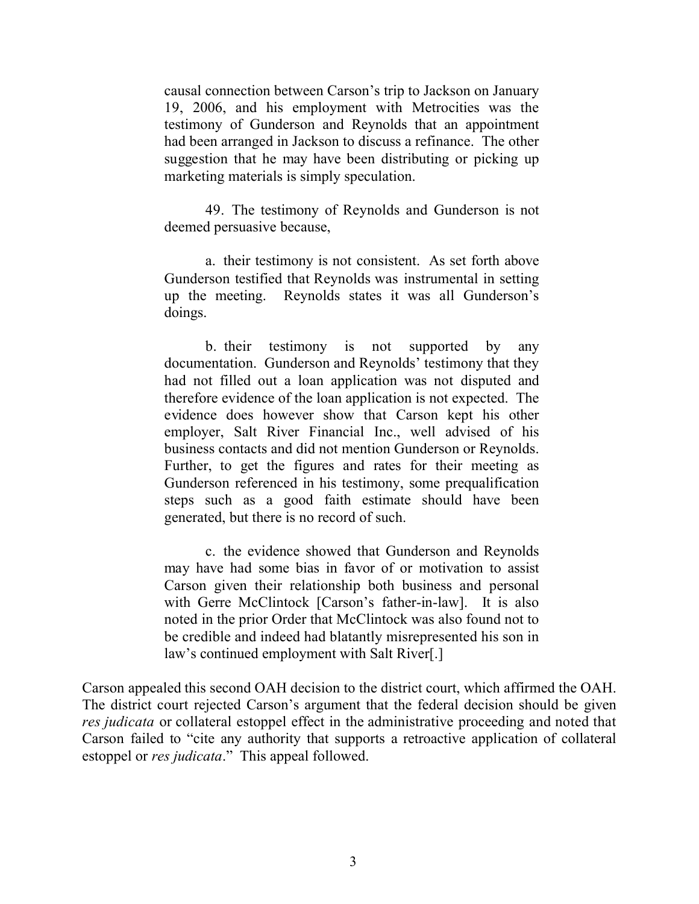> causal connection between Carson's trip to Jackson on January 19, 2006, and his employment with Metrocities was the testimony of Gunderson and Reynolds that an appointment had been arranged in Jackson to discuss a refinance. The other suggestion that he may have been distributing or picking up marketing materials is simply speculation.
>
> 49. The testimony of Reynolds and Gunderson is not deemed persuasive because,
>
> a. their testimony is not consistent. As set forth above Gunderson testified that Reynolds was instrumental in setting up the meeting. Reynolds states it was all Gunderson's doings.
>
> b. their testimony is not supported by any documentation. Gunderson and Reynolds' testimony that they had not filled out a loan application was not disputed and therefore evidence of the loan application is not expected. The evidence does however show that Carson kept his other employer, Salt River Financial Inc., well advised of his business contacts and did not mention Gunderson or Reynolds. Further, to get the figures and rates for their meeting as Gunderson referenced in his testimony, some prequalification steps such as a good faith estimate should have been generated, but there is no record of such.
>
> c. the evidence showed that Gunderson and Reynolds may have had some bias in favor of or motivation to assist Carson given their relationship both business and personal with Gerre McClintock [Carson's father-in-law]. It is also noted in the prior Order that McClintock was also found not to be credible and indeed had blatantly misrepresented his son in law's continued employment with Salt River[.]

Carson appealed this second OAH decision to the district court, which affirmed the OAH. The district court rejected Carson's argument that the federal decision should be given *res judicata* or collateral estoppel effect in the administrative proceeding and noted that Carson failed to "cite any authority that supports a retroactive application of collateral estoppel or *res judicata*." This appeal followed.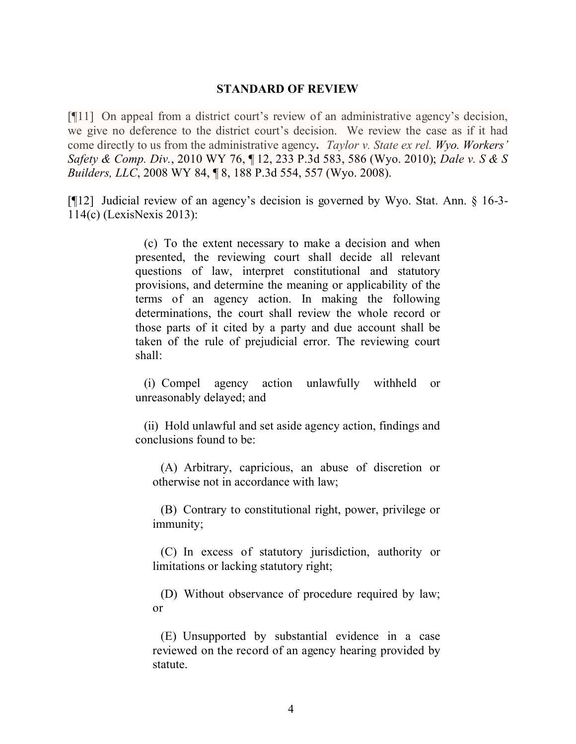## STANDARD OF REVIEW

[¶11] On appeal from a district court's review of an administrative agency's decision, we give no deference to the district court's decision. We review the case as if it had come directly to us from the administrative agency. *Taylor v. State ex rel. Wyo. Workers' Safety & Comp. Div.*, 2010 WY 76, ¶ 12, 233 P.3d 583, 586 (Wyo. 2010); *Dale v. S & S Builders, LLC*, 2008 WY 84, ¶ 8, 188 P.3d 554, 557 (Wyo. 2008).

[¶12] Judicial review of an agency's decision is governed by Wyo. Stat. Ann. § 16-3-114(c) (LexisNexis 2013):

> (c) To the extent necessary to make a decision and when presented, the reviewing court shall decide all relevant questions of law, interpret constitutional and statutory provisions, and determine the meaning or applicability of the terms of an agency action. In making the following determinations, the court shall review the whole record or those parts of it cited by a party and due account shall be taken of the rule of prejudicial error. The reviewing court shall:
>
> (i) Compel agency action unlawfully withheld or unreasonably delayed; and
>
> (ii) Hold unlawful and set aside agency action, findings and conclusions found to be:
>
> (A) Arbitrary, capricious, an abuse of discretion or otherwise not in accordance with law;
>
> (B) Contrary to constitutional right, power, privilege or immunity;
>
> (C) In excess of statutory jurisdiction, authority or limitations or lacking statutory right;
>
> (D) Without observance of procedure required by law; or
>
> (E) Unsupported by substantial evidence in a case reviewed on the record of an agency hearing provided by statute.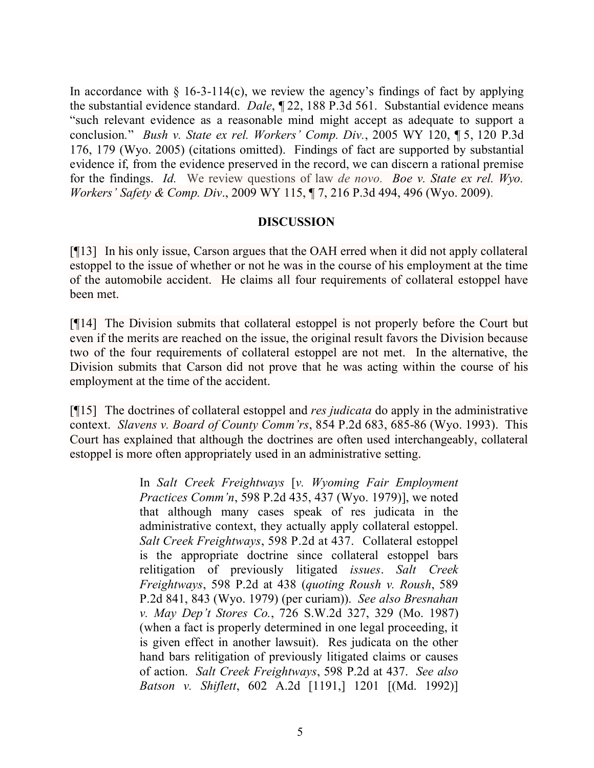In accordance with § 16-3-114(c), we review the agency's findings of fact by applying the substantial evidence standard. *Dale*, ¶ 22, 188 P.3d 561. Substantial evidence means "such relevant evidence as a reasonable mind might accept as adequate to support a conclusion." *Bush v. State ex rel. Workers' Comp. Div.*, 2005 WY 120, ¶ 5, 120 P.3d 176, 179 (Wyo. 2005) (citations omitted). Findings of fact are supported by substantial evidence if, from the evidence preserved in the record, we can discern a rational premise for the findings. *Id.* We review questions of law *de novo*. *Boe v. State ex rel. Wyo. Workers' Safety & Comp. Div*., 2009 WY 115, ¶ 7, 216 P.3d 494, 496 (Wyo. 2009).

**DISCUSSION**

[¶13] In his only issue, Carson argues that the OAH erred when it did not apply collateral estoppel to the issue of whether or not he was in the course of his employment at the time of the automobile accident. He claims all four requirements of collateral estoppel have been met.

[¶14] The Division submits that collateral estoppel is not properly before the Court but even if the merits are reached on the issue, the original result favors the Division because two of the four requirements of collateral estoppel are not met. In the alternative, the Division submits that Carson did not prove that he was acting within the course of his employment at the time of the accident.

[¶15] The doctrines of collateral estoppel and *res judicata* do apply in the administrative context. *Slavens v. Board of County Comm'rs*, 854 P.2d 683, 685-86 (Wyo. 1993). This Court has explained that although the doctrines are often used interchangeably, collateral estoppel is more often appropriately used in an administrative setting.

> In *Salt Creek Freightways* [*v. Wyoming Fair Employment Practices Comm'n*, 598 P.2d 435, 437 (Wyo. 1979)], we noted that although many cases speak of res judicata in the administrative context, they actually apply collateral estoppel. *Salt Creek Freightways*, 598 P.2d at 437. Collateral estoppel is the appropriate doctrine since collateral estoppel bars relitigation of previously litigated *issues*. *Salt Creek Freightways*, 598 P.2d at 438 (*quoting Roush v. Roush*, 589 P.2d 841, 843 (Wyo. 1979) (per curiam)). *See also Bresnahan v. May Dep't Stores Co.*, 726 S.W.2d 327, 329 (Mo. 1987) (when a fact is properly determined in one legal proceeding, it is given effect in another lawsuit). Res judicata on the other hand bars relitigation of previously litigated claims or causes of action. *Salt Creek Freightways*, 598 P.2d at 437. *See also Batson v. Shiflett*, 602 A.2d [1191,] 1201 [(Md. 1992)]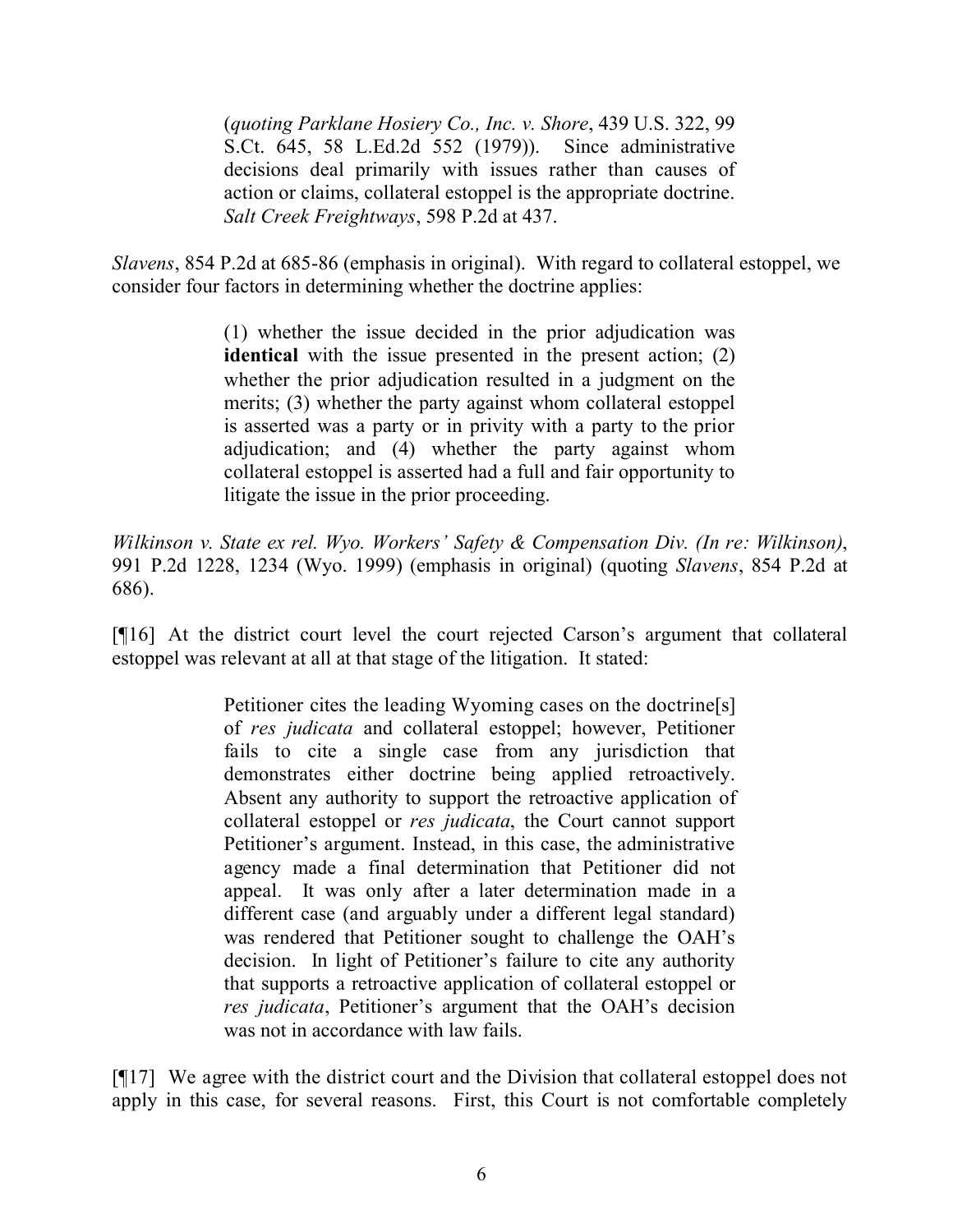> (*quoting Parklane Hosiery Co., Inc. v. Shore*, 439 U.S. 322, 99 S.Ct. 645, 58 L.Ed.2d 552 (1979)). Since administrative decisions deal primarily with issues rather than causes of action or claims, collateral estoppel is the appropriate doctrine. *Salt Creek Freightways*, 598 P.2d at 437.

*Slavens*, 854 P.2d at 685-86 (emphasis in original). With regard to collateral estoppel, we consider four factors in determining whether the doctrine applies:

> (1) whether the issue decided in the prior adjudication was **identical** with the issue presented in the present action; (2) whether the prior adjudication resulted in a judgment on the merits; (3) whether the party against whom collateral estoppel is asserted was a party or in privity with a party to the prior adjudication; and (4) whether the party against whom collateral estoppel is asserted had a full and fair opportunity to litigate the issue in the prior proceeding.

*Wilkinson v. State ex rel. Wyo. Workers' Safety & Compensation Div. (In re: Wilkinson)*, 991 P.2d 1228, 1234 (Wyo. 1999) (emphasis in original) (quoting *Slavens*, 854 P.2d at 686).

[¶16] At the district court level the court rejected Carson's argument that collateral estoppel was relevant at all at that stage of the litigation. It stated:

> Petitioner cites the leading Wyoming cases on the doctrine[s] of *res judicata* and collateral estoppel; however, Petitioner fails to cite a single case from any jurisdiction that demonstrates either doctrine being applied retroactively. Absent any authority to support the retroactive application of collateral estoppel or *res judicata*, the Court cannot support Petitioner's argument. Instead, in this case, the administrative agency made a final determination that Petitioner did not appeal. It was only after a later determination made in a different case (and arguably under a different legal standard) was rendered that Petitioner sought to challenge the OAH's decision. In light of Petitioner's failure to cite any authority that supports a retroactive application of collateral estoppel or *res judicata*, Petitioner's argument that the OAH's decision was not in accordance with law fails.

[¶17] We agree with the district court and the Division that collateral estoppel does not apply in this case, for several reasons. First, this Court is not comfortable completely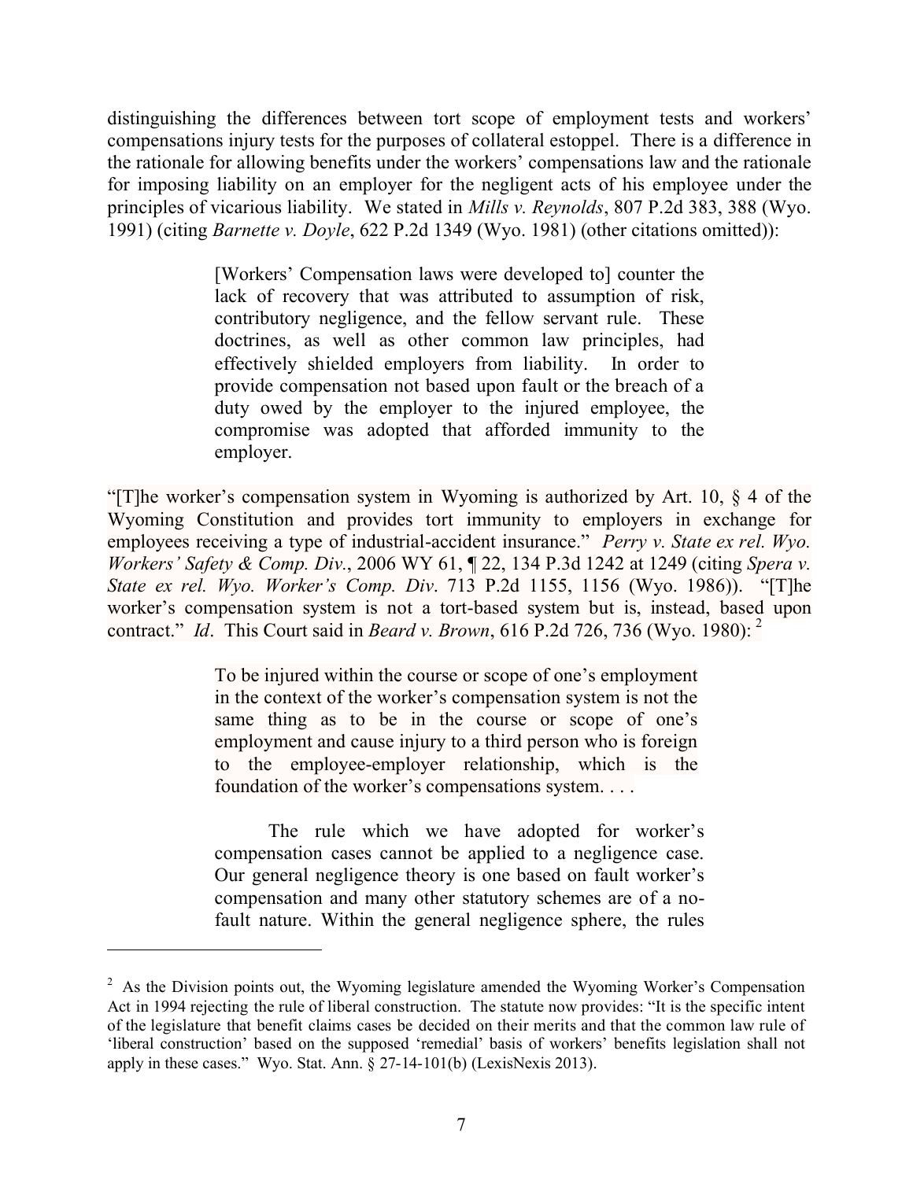distinguishing the differences between tort scope of employment tests and workers' compensations injury tests for the purposes of collateral estoppel. There is a difference in the rationale for allowing benefits under the workers' compensations law and the rationale for imposing liability on an employer for the negligent acts of his employee under the principles of vicarious liability. We stated in *Mills v. Reynolds*, 807 P.2d 383, 388 (Wyo. 1991) (citing *Barnette v. Doyle*, 622 P.2d 1349 (Wyo. 1981) (other citations omitted)):

> [Workers' Compensation laws were developed to] counter the lack of recovery that was attributed to assumption of risk, contributory negligence, and the fellow servant rule. These doctrines, as well as other common law principles, had effectively shielded employers from liability. In order to provide compensation not based upon fault or the breach of a duty owed by the employer to the injured employee, the compromise was adopted that afforded immunity to the employer.

"[T]he worker's compensation system in Wyoming is authorized by Art. 10, § 4 of the Wyoming Constitution and provides tort immunity to employers in exchange for employees receiving a type of industrial-accident insurance." *Perry v. State ex rel. Wyo. Workers' Safety & Comp. Div.*, 2006 WY 61, ¶ 22, 134 P.3d 1242 at 1249 (citing *Spera v. State ex rel. Wyo. Worker's Comp. Div*. 713 P.2d 1155, 1156 (Wyo. 1986)). "[T]he worker's compensation system is not a tort-based system but is, instead, based upon contract." *Id*. This Court said in *Beard v. Brown*, 616 P.2d 726, 736 (Wyo. 1980): [2]

> To be injured within the course or scope of one's employment in the context of the worker's compensation system is not the same thing as to be in the course or scope of one's employment and cause injury to a third person who is foreign to the employee-employer relationship, which is the foundation of the worker's compensations system. . . .
>
> The rule which we have adopted for worker's compensation cases cannot be applied to a negligence case. Our general negligence theory is one based on fault worker's compensation and many other statutory schemes are of a no-fault nature. Within the general negligence sphere, the rules

[2] As the Division points out, the Wyoming legislature amended the Wyoming Worker's Compensation Act in 1994 rejecting the rule of liberal construction. The statute now provides: "It is the specific intent of the legislature that benefit claims cases be decided on their merits and that the common law rule of 'liberal construction' based on the supposed 'remedial' basis of workers' benefits legislation shall not apply in these cases." Wyo. Stat. Ann. § 27-14-101(b) (LexisNexis 2013).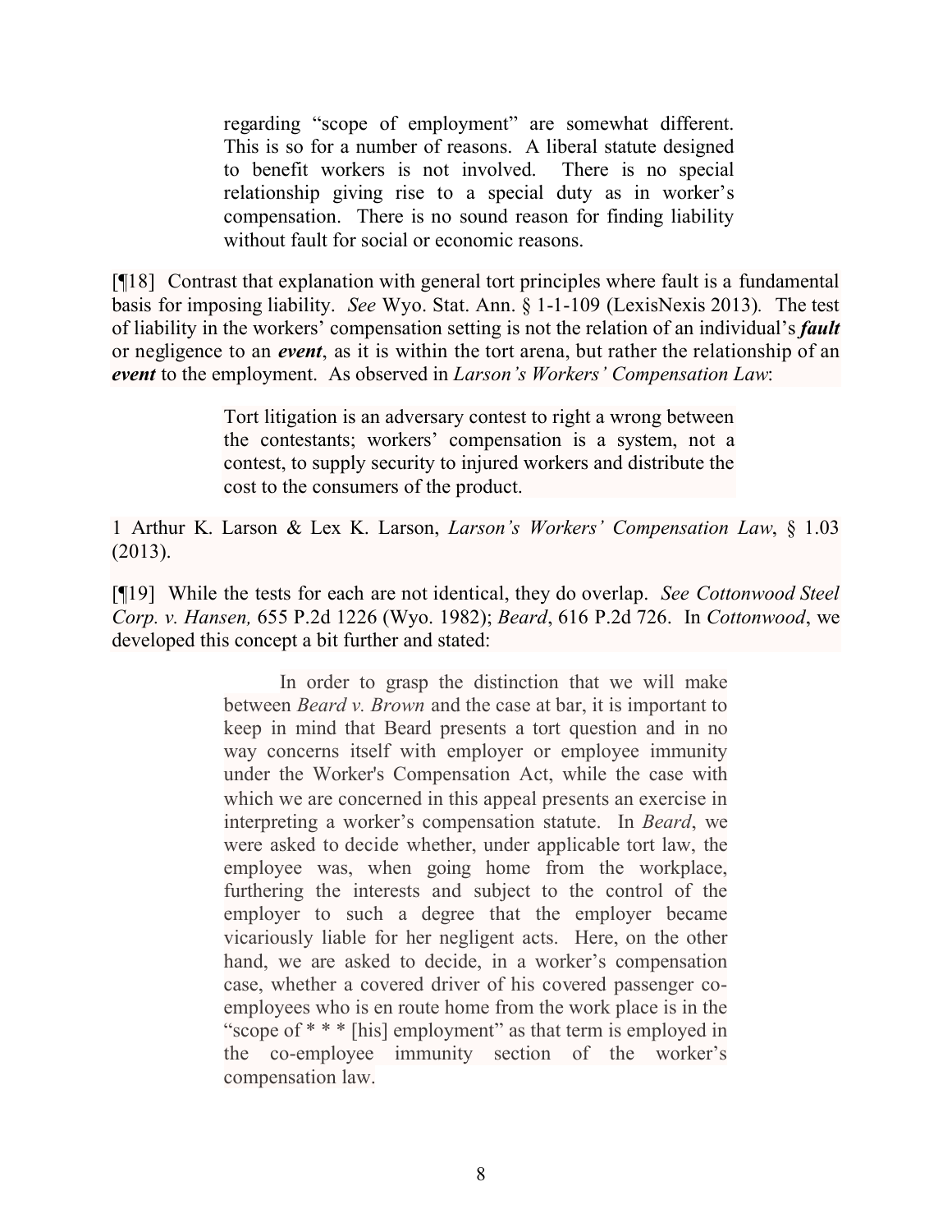> regarding "scope of employment" are somewhat different. This is so for a number of reasons. A liberal statute designed to benefit workers is not involved. There is no special relationship giving rise to a special duty as in worker's compensation. There is no sound reason for finding liability without fault for social or economic reasons.

[¶18] Contrast that explanation with general tort principles where fault is a fundamental basis for imposing liability. *See* Wyo. Stat. Ann. § 1-1-109 (LexisNexis 2013). The test of liability in the workers' compensation setting is not the relation of an individual's ***fault*** or negligence to an ***event***, as it is within the tort arena, but rather the relationship of an ***event*** to the employment. As observed in *Larson's Workers' Compensation Law*:

> Tort litigation is an adversary contest to right a wrong between the contestants; workers' compensation is a system, not a contest, to supply security to injured workers and distribute the cost to the consumers of the product.

1 Arthur K. Larson & Lex K. Larson, *Larson's Workers' Compensation Law*, § 1.03 (2013).

[¶19] While the tests for each are not identical, they do overlap. *See Cottonwood Steel Corp. v. Hansen,* 655 P.2d 1226 (Wyo. 1982); *Beard*, 616 P.2d 726. In *Cottonwood*, we developed this concept a bit further and stated:

> In order to grasp the distinction that we will make between *Beard v. Brown* and the case at bar, it is important to keep in mind that Beard presents a tort question and in no way concerns itself with employer or employee immunity under the Worker's Compensation Act, while the case with which we are concerned in this appeal presents an exercise in interpreting a worker's compensation statute. In *Beard*, we were asked to decide whether, under applicable tort law, the employee was, when going home from the workplace, furthering the interests and subject to the control of the employer to such a degree that the employer became vicariously liable for her negligent acts. Here, on the other hand, we are asked to decide, in a worker's compensation case, whether a covered driver of his covered passenger co-employees who is en route home from the work place is in the "scope of * * * [his] employment" as that term is employed in the co-employee immunity section of the worker's compensation law.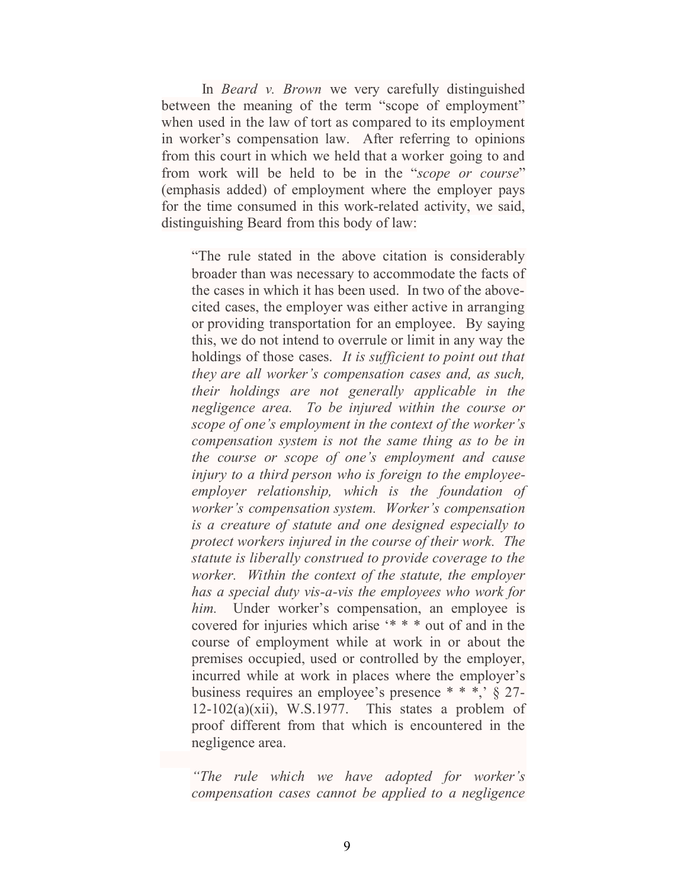In *Beard v. Brown* we very carefully distinguished between the meaning of the term "scope of employment" when used in the law of tort as compared to its employment in worker's compensation law. After referring to opinions from this court in which we held that a worker going to and from work will be held to be in the "*scope or course*" (emphasis added) of employment where the employer pays for the time consumed in this work-related activity, we said, distinguishing Beard from this body of law:

> "The rule stated in the above citation is considerably broader than was necessary to accommodate the facts of the cases in which it has been used. In two of the above-cited cases, the employer was either active in arranging or providing transportation for an employee. By saying this, we do not intend to overrule or limit in any way the holdings of those cases. *It is sufficient to point out that they are all worker's compensation cases and, as such, their holdings are not generally applicable in the negligence area. To be injured within the course or scope of one's employment in the context of the worker's compensation system is not the same thing as to be in the course or scope of one's employment and cause injury to a third person who is foreign to the employee-employer relationship, which is the foundation of worker's compensation system. Worker's compensation is a creature of statute and one designed especially to protect workers injured in the course of their work. The statute is liberally construed to provide coverage to the worker. Within the context of the statute, the employer has a special duty vis-a-vis the employees who work for him.* Under worker's compensation, an employee is covered for injuries which arise '* * * out of and in the course of employment while at work in or about the premises occupied, used or controlled by the employer, incurred while at work in places where the employer's business requires an employee's presence * * *,' § 27-12-102(a)(xii), W.S.1977. This states a problem of proof different from that which is encountered in the negligence area.
>
> *"The rule which we have adopted for worker's compensation cases cannot be applied to a negligence*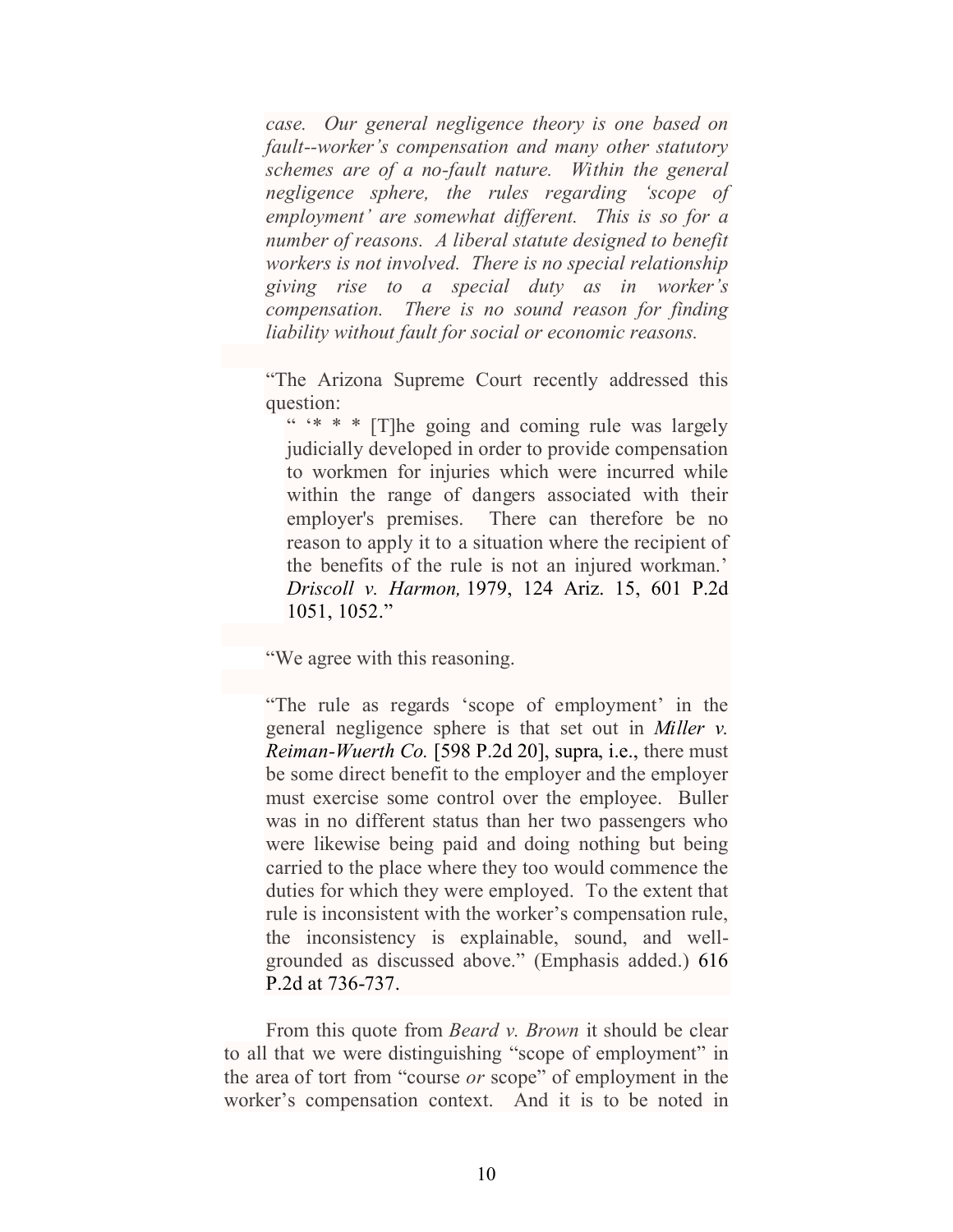*case. Our general negligence theory is one based on fault--worker's compensation and many other statutory schemes are of a no-fault nature. Within the general negligence sphere, the rules regarding 'scope of employment' are somewhat different. This is so for a number of reasons. A liberal statute designed to benefit workers is not involved. There is no special relationship giving rise to a special duty as in worker's compensation. There is no sound reason for finding liability without fault for social or economic reasons.*

> "The Arizona Supreme Court recently addressed this question:
>
> > " '* * * [T]he going and coming rule was largely judicially developed in order to provide compensation to workmen for injuries which were incurred while within the range of dangers associated with their employer's premises. There can therefore be no reason to apply it to a situation where the recipient of the benefits of the rule is not an injured workman.' *Driscoll v. Harmon,* 1979, 124 Ariz. 15, 601 P.2d 1051, 1052."
>
> "We agree with this reasoning.
>
> "The rule as regards 'scope of employment' in the general negligence sphere is that set out in *Miller v. Reiman-Wuerth Co.* [598 P.2d 20], supra, i.e., there must be some direct benefit to the employer and the employer must exercise some control over the employee. Buller was in no different status than her two passengers who were likewise being paid and doing nothing but being carried to the place where they too would commence the duties for which they were employed. To the extent that rule is inconsistent with the worker's compensation rule, the inconsistency is explainable, sound, and well-grounded as discussed above." (Emphasis added.) 616 P.2d at 736-737.

From this quote from *Beard v. Brown* it should be clear to all that we were distinguishing "scope of employment" in the area of tort from "course *or* scope" of employment in the worker's compensation context. And it is to be noted in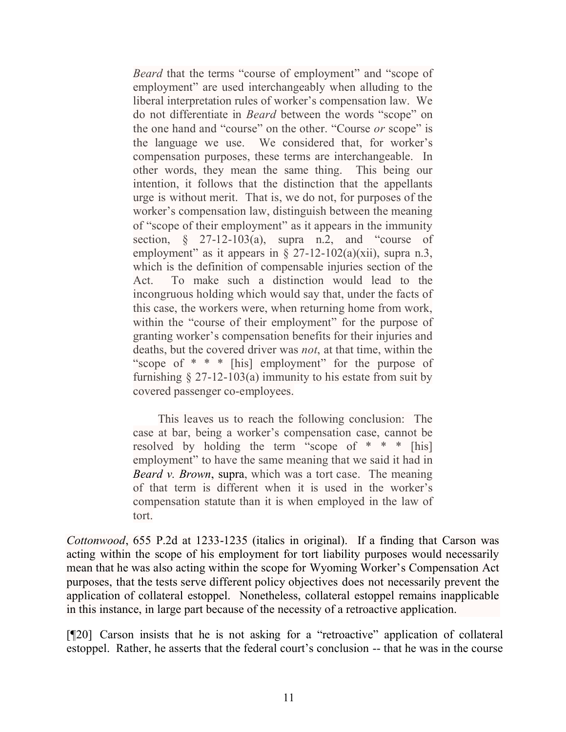> *Beard* that the terms "course of employment" and "scope of employment" are used interchangeably when alluding to the liberal interpretation rules of worker's compensation law. We do not differentiate in *Beard* between the words "scope" on the one hand and "course" on the other. "Course *or* scope" is the language we use. We considered that, for worker's compensation purposes, these terms are interchangeable. In other words, they mean the same thing. This being our intention, it follows that the distinction that the appellants urge is without merit. That is, we do not, for purposes of the worker's compensation law, distinguish between the meaning of "scope of their employment" as it appears in the immunity section, § 27-12-103(a), supra n.2, and "course of employment" as it appears in § 27-12-102(a)(xii), supra n.3, which is the definition of compensable injuries section of the Act. To make such a distinction would lead to the incongruous holding which would say that, under the facts of this case, the workers were, when returning home from work, within the "course of their employment" for the purpose of granting worker's compensation benefits for their injuries and deaths, but the covered driver was *not*, at that time, within the "scope of * * * [his] employment" for the purpose of furnishing § 27-12-103(a) immunity to his estate from suit by covered passenger co-employees.
>
> This leaves us to reach the following conclusion: The case at bar, being a worker's compensation case, cannot be resolved by holding the term "scope of * * * [his] employment" to have the same meaning that we said it had in *Beard v. Brown*, supra, which was a tort case. The meaning of that term is different when it is used in the worker's compensation statute than it is when employed in the law of tort.

*Cottonwood*, 655 P.2d at 1233-1235 (italics in original). If a finding that Carson was acting within the scope of his employment for tort liability purposes would necessarily mean that he was also acting within the scope for Wyoming Worker's Compensation Act purposes, that the tests serve different policy objectives does not necessarily prevent the application of collateral estoppel. Nonetheless, collateral estoppel remains inapplicable in this instance, in large part because of the necessity of a retroactive application.

[¶20] Carson insists that he is not asking for a "retroactive" application of collateral estoppel. Rather, he asserts that the federal court's conclusion -- that he was in the course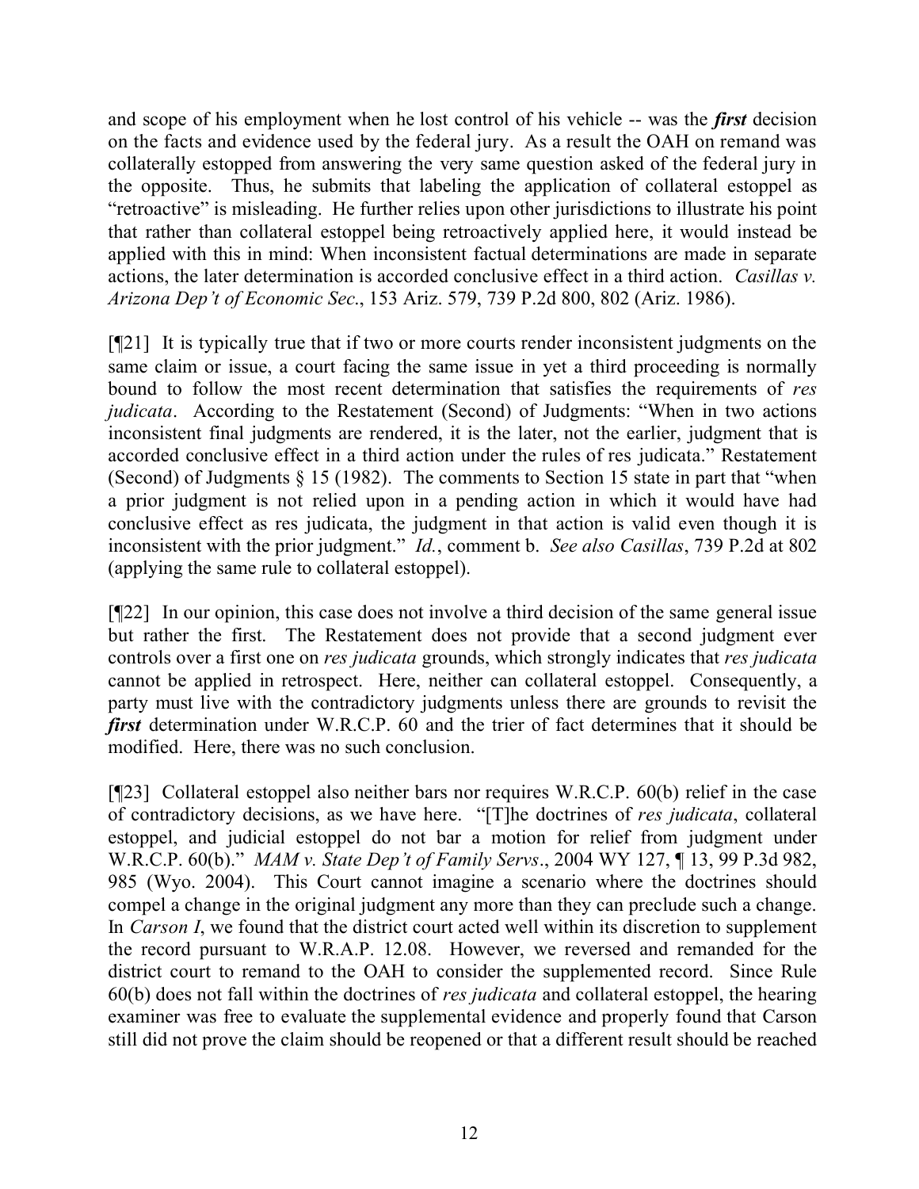and scope of his employment when he lost control of his vehicle -- was the ***first*** decision on the facts and evidence used by the federal jury. As a result the OAH on remand was collaterally estopped from answering the very same question asked of the federal jury in the opposite. Thus, he submits that labeling the application of collateral estoppel as "retroactive" is misleading. He further relies upon other jurisdictions to illustrate his point that rather than collateral estoppel being retroactively applied here, it would instead be applied with this in mind: When inconsistent factual determinations are made in separate actions, the later determination is accorded conclusive effect in a third action. *Casillas v. Arizona Dep't of Economic Sec.*, 153 Ariz. 579, 739 P.2d 800, 802 (Ariz. 1986).

[¶21] It is typically true that if two or more courts render inconsistent judgments on the same claim or issue, a court facing the same issue in yet a third proceeding is normally bound to follow the most recent determination that satisfies the requirements of *res judicata*. According to the Restatement (Second) of Judgments: "When in two actions inconsistent final judgments are rendered, it is the later, not the earlier, judgment that is accorded conclusive effect in a third action under the rules of res judicata." Restatement (Second) of Judgments § 15 (1982). The comments to Section 15 state in part that "when a prior judgment is not relied upon in a pending action in which it would have had conclusive effect as res judicata, the judgment in that action is valid even though it is inconsistent with the prior judgment." *Id.*, comment b. *See also Casillas*, 739 P.2d at 802 (applying the same rule to collateral estoppel).

[¶22] In our opinion, this case does not involve a third decision of the same general issue but rather the first. The Restatement does not provide that a second judgment ever controls over a first one on *res judicata* grounds, which strongly indicates that *res judicata* cannot be applied in retrospect. Here, neither can collateral estoppel. Consequently, a party must live with the contradictory judgments unless there are grounds to revisit the ***first*** determination under W.R.C.P. 60 and the trier of fact determines that it should be modified. Here, there was no such conclusion.

[¶23] Collateral estoppel also neither bars nor requires W.R.C.P. 60(b) relief in the case of contradictory decisions, as we have here. "[T]he doctrines of *res judicata*, collateral estoppel, and judicial estoppel do not bar a motion for relief from judgment under W.R.C.P. 60(b)." *MAM v. State Dep't of Family Servs*., 2004 WY 127, ¶ 13, 99 P.3d 982, 985 (Wyo. 2004). This Court cannot imagine a scenario where the doctrines should compel a change in the original judgment any more than they can preclude such a change. In *Carson I*, we found that the district court acted well within its discretion to supplement the record pursuant to W.R.A.P. 12.08. However, we reversed and remanded for the district court to remand to the OAH to consider the supplemented record. Since Rule 60(b) does not fall within the doctrines of *res judicata* and collateral estoppel, the hearing examiner was free to evaluate the supplemental evidence and properly found that Carson still did not prove the claim should be reopened or that a different result should be reached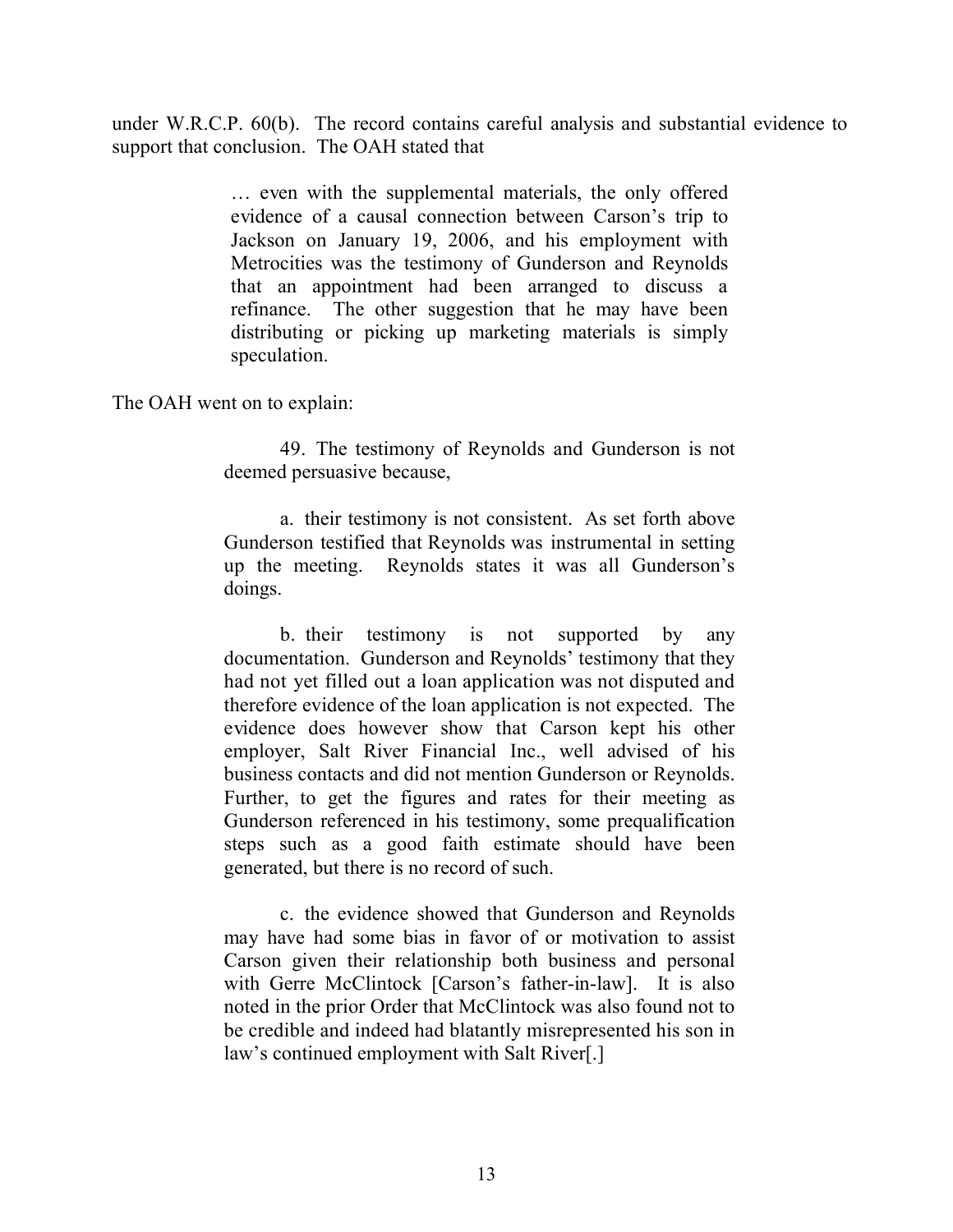under W.R.C.P. 60(b). The record contains careful analysis and substantial evidence to support that conclusion. The OAH stated that

> … even with the supplemental materials, the only offered evidence of a causal connection between Carson's trip to Jackson on January 19, 2006, and his employment with Metrocities was the testimony of Gunderson and Reynolds that an appointment had been arranged to discuss a refinance. The other suggestion that he may have been distributing or picking up marketing materials is simply speculation.

The OAH went on to explain:

> 49. The testimony of Reynolds and Gunderson is not deemed persuasive because,
>
> a. their testimony is not consistent. As set forth above Gunderson testified that Reynolds was instrumental in setting up the meeting. Reynolds states it was all Gunderson's doings.
>
> b. their testimony is not supported by any documentation. Gunderson and Reynolds' testimony that they had not yet filled out a loan application was not disputed and therefore evidence of the loan application is not expected. The evidence does however show that Carson kept his other employer, Salt River Financial Inc., well advised of his business contacts and did not mention Gunderson or Reynolds. Further, to get the figures and rates for their meeting as Gunderson referenced in his testimony, some prequalification steps such as a good faith estimate should have been generated, but there is no record of such.
>
> c. the evidence showed that Gunderson and Reynolds may have had some bias in favor of or motivation to assist Carson given their relationship both business and personal with Gerre McClintock [Carson's father-in-law]. It is also noted in the prior Order that McClintock was also found not to be credible and indeed had blatantly misrepresented his son in law's continued employment with Salt River[.]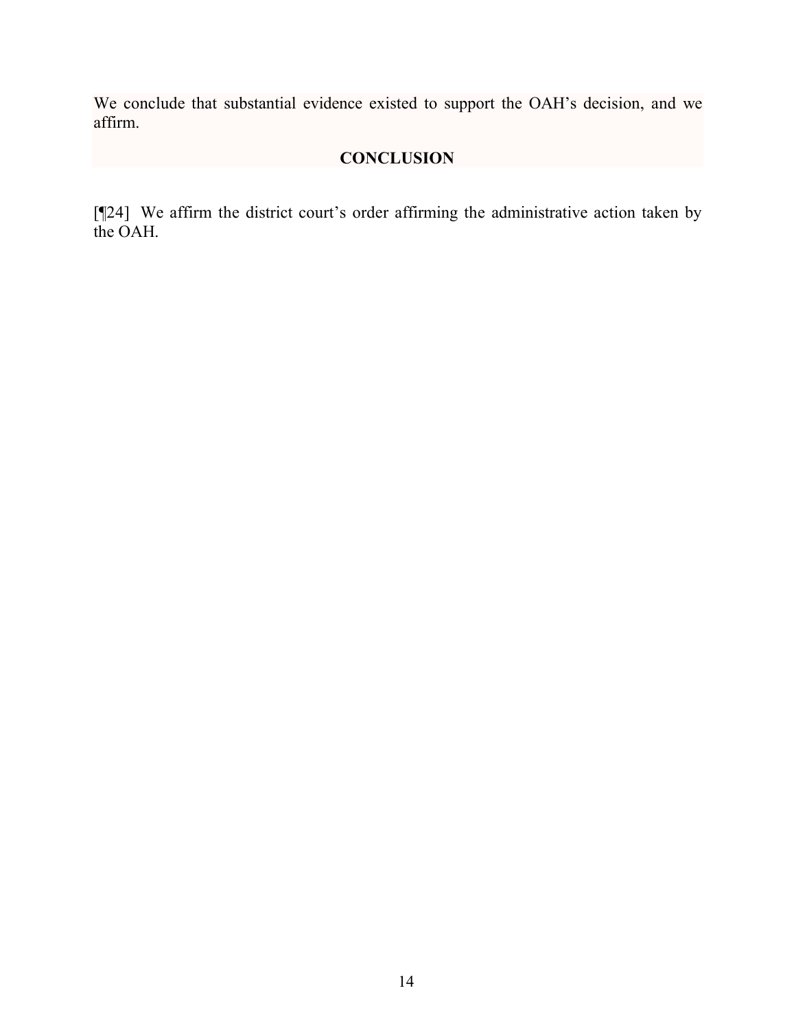We conclude that substantial evidence existed to support the OAH's decision, and we affirm.

## CONCLUSION

[¶24] We affirm the district court's order affirming the administrative action taken by the OAH.